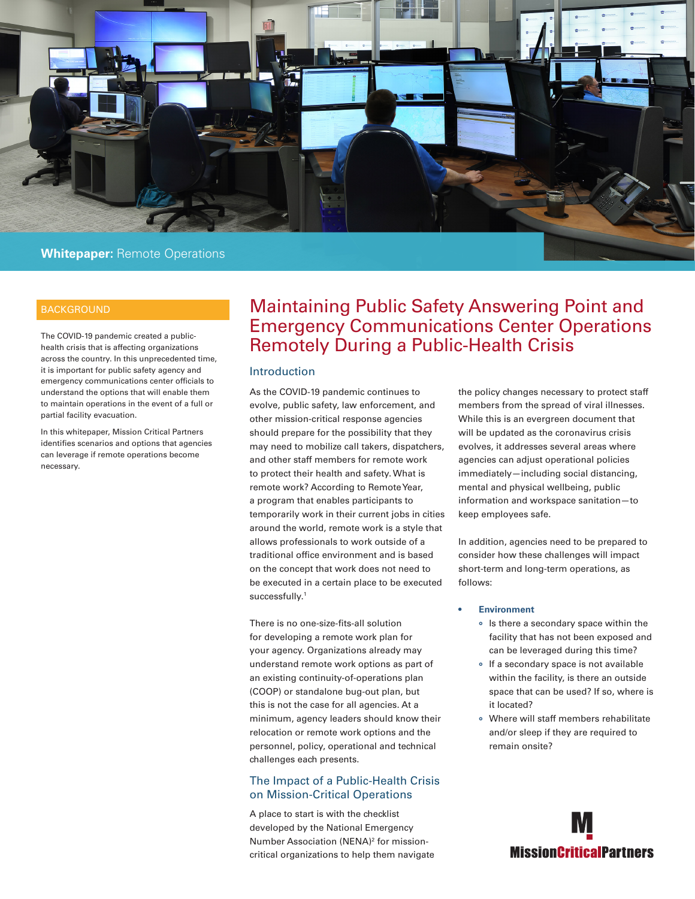**Whitepaper:** Remote Operations

## BACKGROUND

The COVID-19 pandemic created a public-health crisis that is affecting organizations across the country. In this unprecedented time, it is important for public safety agency and emergency communications center officials to understand the options that will enable them to maintain operations in the event of a full or partial facility evacuation.

In this whitepaper, Mission Critical Partners identifies scenarios and options that agencies can leverage if remote operations become necessary.

# Maintaining Public Safety Answering Point and Emergency Communications Center Operations Remotely During a Public-Health Crisis

## Introduction

As the COVID-19 pandemic continues to evolve, public safety, law enforcement, and other mission-critical response agencies should prepare for the possibility that they may need to mobilize call takers, dispatchers, and other staff members for remote work to protect their health and safety. What is remote work? According to Remote Year, a program that enables participants to temporarily work in their current jobs in cities around the world, remote work is a style that allows professionals to work outside of a traditional office environment and is based on the concept that work does not need to be executed in a certain place to be executed successfully.[1]

There is no one-size-fits-all solution for developing a remote work plan for your agency. Organizations already may understand remote work options as part of an existing continuity-of-operations plan (COOP) or standalone bug-out plan, but this is not the case for all agencies. At a minimum, agency leaders should know their relocation or remote work options and the personnel, policy, operational and technical challenges each presents.

## The Impact of a Public-Health Crisis on Mission-Critical Operations

A place to start is with the checklist developed by the National Emergency Number Association (NENA)[2] for mission-critical organizations to help them navigate the policy changes necessary to protect staff members from the spread of viral illnesses. While this is an evergreen document that will be updated as the coronavirus crisis evolves, it addresses several areas where agencies can adjust operational policies immediately—including social distancing, mental and physical wellbeing, public information and workspace sanitation—to keep employees safe.

In addition, agencies need to be prepared to consider how these challenges will impact short-term and long-term operations, as follows:

- **Environment**
  - Is there a secondary space within the facility that has not been exposed and can be leveraged during this time?
  - If a secondary space is not available within the facility, is there an outside space that can be used? If so, where is it located?
  - Where will staff members rehabilitate and/or sleep if they are required to remain onsite?

MissionCriticalPartners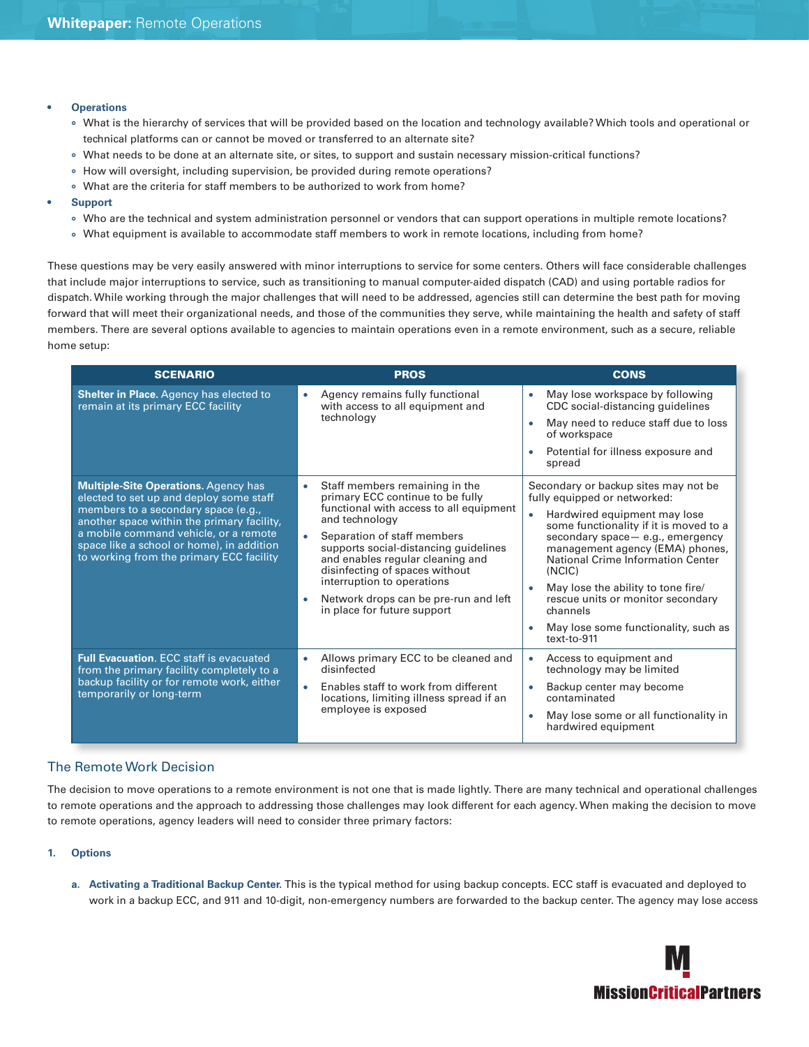- **Operations**
  - What is the hierarchy of services that will be provided based on the location and technology available? Which tools and operational or technical platforms can or cannot be moved or transferred to an alternate site?
  - What needs to be done at an alternate site, or sites, to support and sustain necessary mission-critical functions?
  - How will oversight, including supervision, be provided during remote operations?
  - What are the criteria for staff members to be authorized to work from home?
- **Support**
  - Who are the technical and system administration personnel or vendors that can support operations in multiple remote locations?
  - What equipment is available to accommodate staff members to work in remote locations, including from home?

These questions may be very easily answered with minor interruptions to service for some centers. Others will face considerable challenges that include major interruptions to service, such as transitioning to manual computer-aided dispatch (CAD) and using portable radios for dispatch. While working through the major challenges that will need to be addressed, agencies still can determine the best path for moving forward that will meet their organizational needs, and those of the communities they serve, while maintaining the health and safety of staff members. There are several options available to agencies to maintain operations even in a remote environment, such as a secure, reliable home setup:

| SCENARIO | PROS | CONS |
|---|---|---|
| **Shelter in Place.** Agency has elected to remain at its primary ECC facility | • Agency remains fully functional with access to all equipment and technology | • May lose workspace by following CDC social-distancing guidelines<br>• May need to reduce staff due to loss of workspace<br>• Potential for illness exposure and spread |
| **Multiple-Site Operations.** Agency has elected to set up and deploy some staff members to a secondary space (e.g., another space within the primary facility, a mobile command vehicle, or a remote space like a school or home), in addition to working from the primary ECC facility | • Staff members remaining in the primary ECC continue to be fully functional with access to all equipment and technology<br>• Separation of staff members supports social-distancing guidelines and enables regular cleaning and disinfecting of spaces without interruption to operations<br>• Network drops can be pre-run and left in place for future support | Secondary or backup sites may not be fully equipped or networked:<br>• Hardwired equipment may lose some functionality if it is moved to a secondary space— e.g., emergency management agency (EMA) phones, National Crime Information Center (NCIC)<br>• May lose the ability to tone fire/ rescue units or monitor secondary channels<br>• May lose some functionality, such as text-to-911 |
| **Full Evacuation.** ECC staff is evacuated from the primary facility completely to a backup facility or for remote work, either temporarily or long-term | • Allows primary ECC to be cleaned and disinfected<br>• Enables staff to work from different locations, limiting illness spread if an employee is exposed | • Access to equipment and technology may be limited<br>• Backup center may become contaminated<br>• May lose some or all functionality in hardwired equipment |

## The Remote Work Decision

The decision to move operations to a remote environment is not one that is made lightly. There are many technical and operational challenges to remote operations and the approach to addressing those challenges may look different for each agency. When making the decision to move to remote operations, agency leaders will need to consider three primary factors:

1. **Options**

   a. **Activating a Traditional Backup Center.** This is the typical method for using backup concepts. ECC staff is evacuated and deployed to work in a backup ECC, and 911 and 10-digit, non-emergency numbers are forwarded to the backup center. The agency may lose access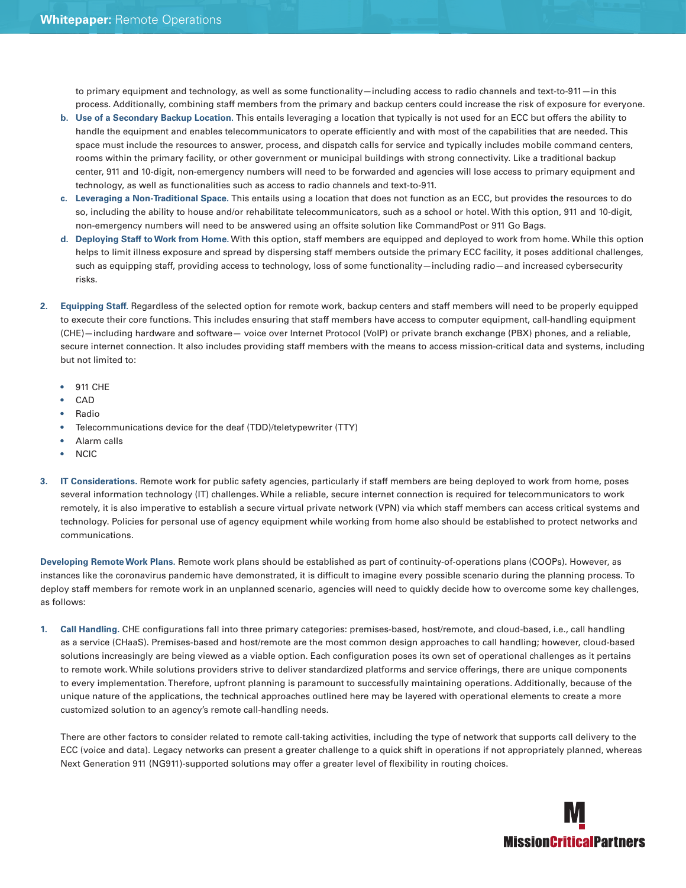to primary equipment and technology, as well as some functionality—including access to radio channels and text-to-911—in this process. Additionally, combining staff members from the primary and backup centers could increase the risk of exposure for everyone.

b. **Use of a Secondary Backup Location.** This entails leveraging a location that typically is not used for an ECC but offers the ability to handle the equipment and enables telecommunicators to operate efficiently and with most of the capabilities that are needed. This space must include the resources to answer, process, and dispatch calls for service and typically includes mobile command centers, rooms within the primary facility, or other government or municipal buildings with strong connectivity. Like a traditional backup center, 911 and 10-digit, non-emergency numbers will need to be forwarded and agencies will lose access to primary equipment and technology, as well as functionalities such as access to radio channels and text-to-911.

c. **Leveraging a Non-Traditional Space.** This entails using a location that does not function as an ECC, but provides the resources to do so, including the ability to house and/or rehabilitate telecommunicators, such as a school or hotel. With this option, 911 and 10-digit, non-emergency numbers will need to be answered using an offsite solution like CommandPost or 911 Go Bags.

d. **Deploying Staff to Work from Home.** With this option, staff members are equipped and deployed to work from home. While this option helps to limit illness exposure and spread by dispersing staff members outside the primary ECC facility, it poses additional challenges, such as equipping staff, providing access to technology, loss of some functionality—including radio—and increased cybersecurity risks.

2. **Equipping Staff.** Regardless of the selected option for remote work, backup centers and staff members will need to be properly equipped to execute their core functions. This includes ensuring that staff members have access to computer equipment, call-handling equipment (CHE)—including hardware and software— voice over Internet Protocol (VoIP) or private branch exchange (PBX) phones, and a reliable, secure internet connection. It also includes providing staff members with the means to access mission-critical data and systems, including but not limited to:

   - 911 CHE
   - CAD
   - Radio
   - Telecommunications device for the deaf (TDD)/teletypewriter (TTY)
   - Alarm calls
   - NCIC

3. **IT Considerations.** Remote work for public safety agencies, particularly if staff members are being deployed to work from home, poses several information technology (IT) challenges. While a reliable, secure internet connection is required for telecommunicators to work remotely, it is also imperative to establish a secure virtual private network (VPN) via which staff members can access critical systems and technology. Policies for personal use of agency equipment while working from home also should be established to protect networks and communications.

**Developing Remote Work Plans.** Remote work plans should be established as part of continuity-of-operations plans (COOPs). However, as instances like the coronavirus pandemic have demonstrated, it is difficult to imagine every possible scenario during the planning process. To deploy staff members for remote work in an unplanned scenario, agencies will need to quickly decide how to overcome some key challenges, as follows:

1. **Call Handling.** CHE configurations fall into three primary categories: premises-based, host/remote, and cloud-based, i.e., call handling as a service (CHaaS). Premises-based and host/remote are the most common design approaches to call handling; however, cloud-based solutions increasingly are being viewed as a viable option. Each configuration poses its own set of operational challenges as it pertains to remote work. While solutions providers strive to deliver standardized platforms and service offerings, there are unique components to every implementation. Therefore, upfront planning is paramount to successfully maintaining operations. Additionally, because of the unique nature of the applications, the technical approaches outlined here may be layered with operational elements to create a more customized solution to an agency's remote call-handling needs.

   There are other factors to consider related to remote call-taking activities, including the type of network that supports call delivery to the ECC (voice and data). Legacy networks can present a greater challenge to a quick shift in operations if not appropriately planned, whereas Next Generation 911 (NG911)-supported solutions may offer a greater level of flexibility in routing choices.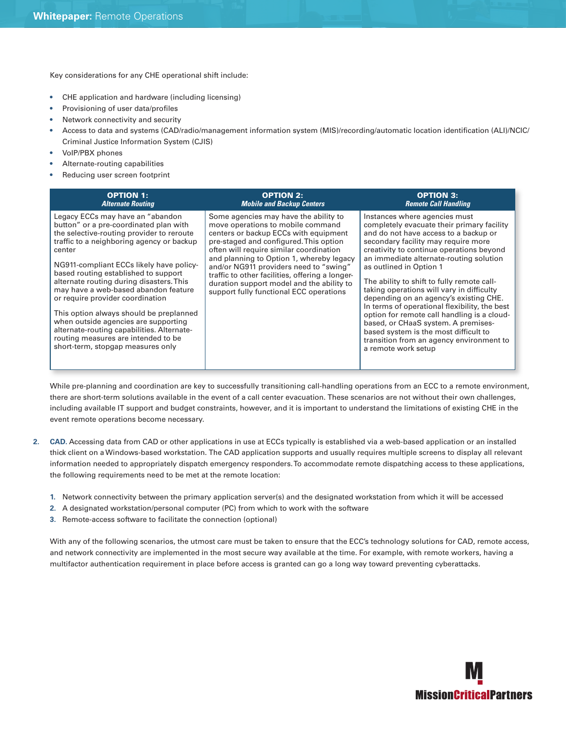Key considerations for any CHE operational shift include:

- CHE application and hardware (including licensing)
- Provisioning of user data/profiles
- Network connectivity and security
- Access to data and systems (CAD/radio/management information system (MIS)/recording/automatic location identification (ALI)/NCIC/ Criminal Justice Information System (CJIS)
- VoIP/PBX phones
- Alternate-routing capabilities
- Reducing user screen footprint

| **OPTION 1:** *Alternate Routing* | **OPTION 2:** *Mobile and Backup Centers* | **OPTION 3:** *Remote Call Handling* |
|---|---|---|
| Legacy ECCs may have an "abandon button" or a pre-coordinated plan with the selective-routing provider to reroute traffic to a neighboring agency or backup center<br><br>NG911-compliant ECCs likely have policy-based routing established to support alternate routing during disasters. This may have a web-based abandon feature or require provider coordination<br><br>This option always should be preplanned when outside agencies are supporting alternate-routing capabilities. Alternate-routing measures are intended to be short-term, stopgap measures only | Some agencies may have the ability to move operations to mobile command centers or backup ECCs with equipment pre-staged and configured. This option often will require similar coordination and planning to Option 1, whereby legacy and/or NG911 providers need to "swing" traffic to other facilities, offering a longer-duration support model and the ability to support fully functional ECC operations | Instances where agencies must completely evacuate their primary facility and do not have access to a backup or secondary facility may require more creativity to continue operations beyond an immediate alternate-routing solution as outlined in Option 1<br><br>The ability to shift to fully remote call-taking operations will vary in difficulty depending on an agency's existing CHE. In terms of operational flexibility, the best option for remote call handling is a cloud-based, or CHaaS system. A premises-based system is the most difficult to transition from an agency environment to a remote work setup |

While pre-planning and coordination are key to successfully transitioning call-handling operations from an ECC to a remote environment, there are short-term solutions available in the event of a call center evacuation. These scenarios are not without their own challenges, including available IT support and budget constraints, however, and it is important to understand the limitations of existing CHE in the event remote operations become necessary.

2. **CAD**. Accessing data from CAD or other applications in use at ECCs typically is established via a web-based application or an installed thick client on a Windows-based workstation. The CAD application supports and usually requires multiple screens to display all relevant information needed to appropriately dispatch emergency responders. To accommodate remote dispatching access to these applications, the following requirements need to be met at the remote location:

   1. Network connectivity between the primary application server(s) and the designated workstation from which it will be accessed
   2. A designated workstation/personal computer (PC) from which to work with the software
   3. Remote-access software to facilitate the connection (optional)

   With any of the following scenarios, the utmost care must be taken to ensure that the ECC's technology solutions for CAD, remote access, and network connectivity are implemented in the most secure way available at the time. For example, with remote workers, having a multifactor authentication requirement in place before access is granted can go a long way toward preventing cyberattacks.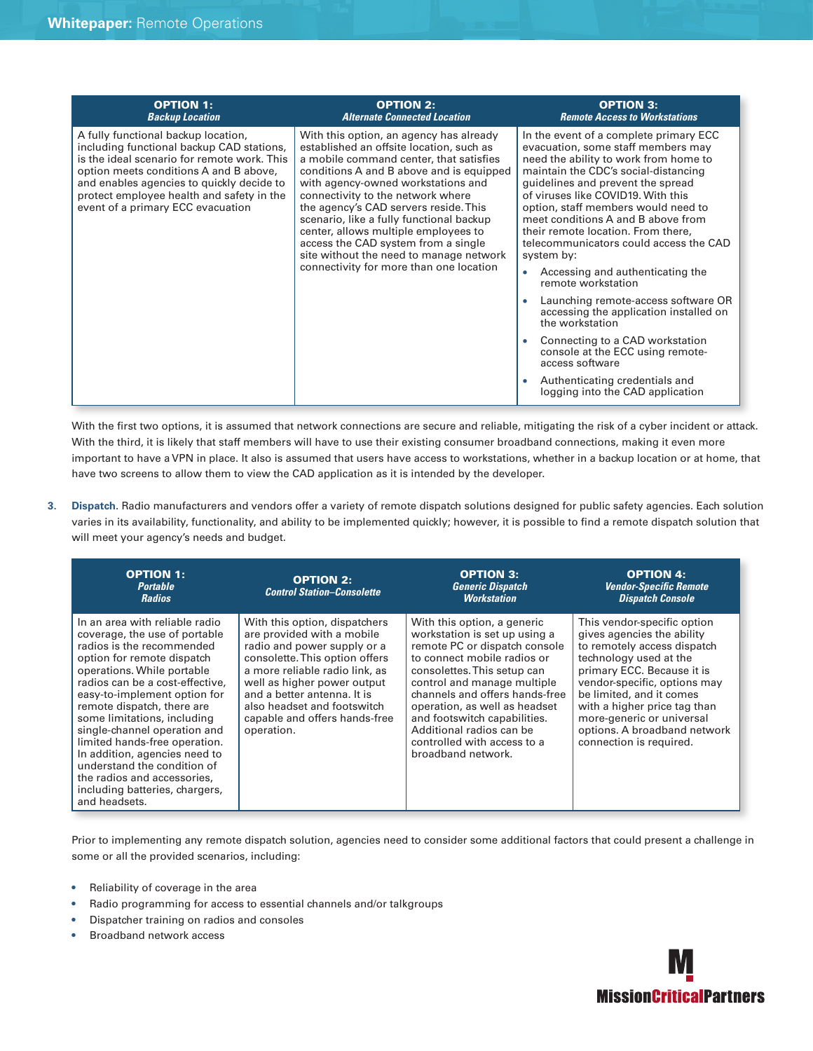| **OPTION 1:** *Backup Location* | **OPTION 2:** *Alternate Connected Location* | **OPTION 3:** *Remote Access to Workstations* |
|---|---|---|
| A fully functional backup location, including functional backup CAD stations, is the ideal scenario for remote work. This option meets conditions A and B above, and enables agencies to quickly decide to protect employee health and safety in the event of a primary ECC evacuation | With this option, an agency has already established an offsite location, such as a mobile command center, that satisfies conditions A and B above and is equipped with agency-owned workstations and connectivity to the network where the agency's CAD servers reside. This scenario, like a fully functional backup center, allows multiple employees to access the CAD system from a single site without the need to manage network connectivity for more than one location | In the event of a complete primary ECC evacuation, some staff members may need the ability to work from home to maintain the CDC's social-distancing guidelines and prevent the spread of viruses like COVID19. With this option, staff members would need to meet conditions A and B above from their remote location. From there, telecommunicators could access the CAD system by:<br>• Accessing and authenticating the remote workstation<br>• Launching remote-access software OR accessing the application installed on the workstation<br>• Connecting to a CAD workstation console at the ECC using remote-access software<br>• Authenticating credentials and logging into the CAD application |

With the first two options, it is assumed that network connections are secure and reliable, mitigating the risk of a cyber incident or attack. With the third, it is likely that staff members will have to use their existing consumer broadband connections, making it even more important to have a VPN in place. It also is assumed that users have access to workstations, whether in a backup location or at home, that have two screens to allow them to view the CAD application as it is intended by the developer.

3. **Dispatch**. Radio manufacturers and vendors offer a variety of remote dispatch solutions designed for public safety agencies. Each solution varies in its availability, functionality, and ability to be implemented quickly; however, it is possible to find a remote dispatch solution that will meet your agency's needs and budget.

| **OPTION 1:** *Portable Radios* | **OPTION 2:** *Control Station–Consolette* | **OPTION 3:** *Generic Dispatch Workstation* | **OPTION 4:** *Vendor-Specific Remote Dispatch Console* |
|---|---|---|---|
| In an area with reliable radio coverage, the use of portable radios is the recommended option for remote dispatch operations. While portable radios can be a cost-effective, easy-to-implement option for remote dispatch, there are some limitations, including single-channel operation and limited hands-free operation. In addition, agencies need to understand the condition of the radios and accessories, including batteries, chargers, and headsets. | With this option, dispatchers are provided with a mobile radio and power supply or a consolette. This option offers a more reliable radio link, as well as higher power output and a better antenna. It is also headset and footswitch capable and offers hands-free operation. | With this option, a generic workstation is set up using a remote PC or dispatch console to connect mobile radios or consolettes. This setup can control and manage multiple channels and offers hands-free operation, as well as headset and footswitch capabilities. Additional radios can be controlled with access to a broadband network. | This vendor-specific option gives agencies the ability to remotely access dispatch technology used at the primary ECC. Because it is vendor-specific, options may be limited, and it comes with a higher price tag than more-generic or universal options. A broadband network connection is required. |

Prior to implementing any remote dispatch solution, agencies need to consider some additional factors that could present a challenge in some or all the provided scenarios, including:

- Reliability of coverage in the area
- Radio programming for access to essential channels and/or talkgroups
- Dispatcher training on radios and consoles
- Broadband network access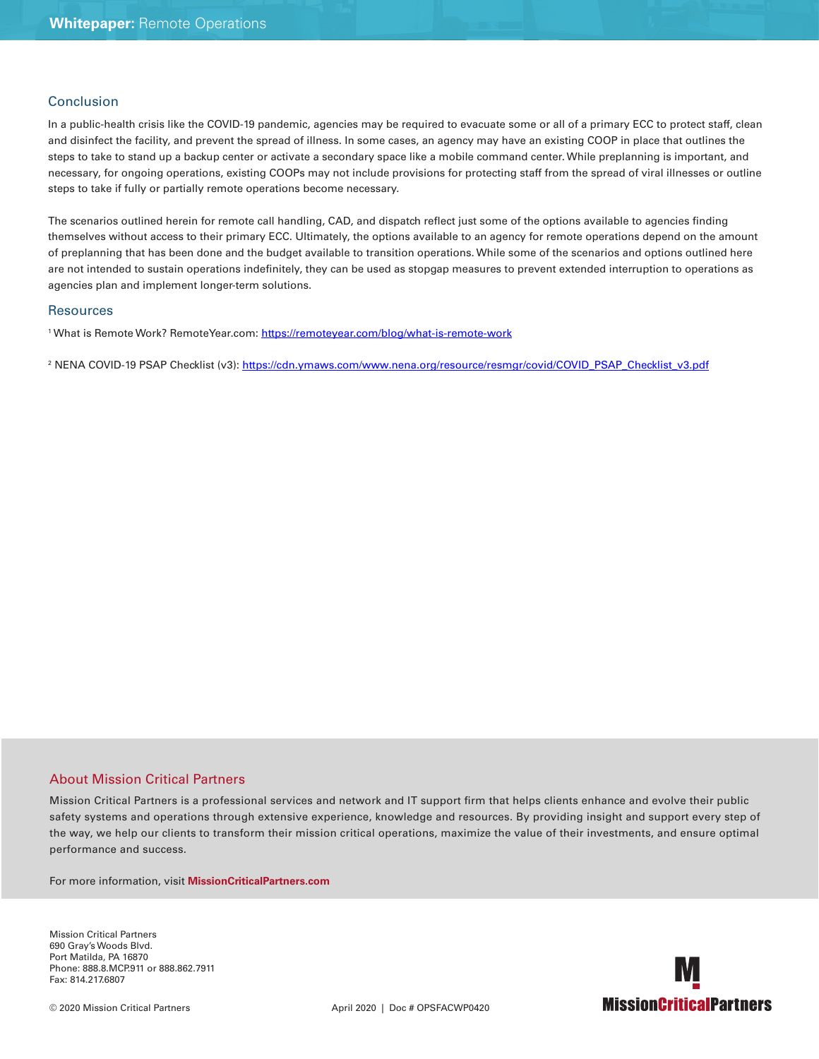## Conclusion

In a public-health crisis like the COVID-19 pandemic, agencies may be required to evacuate some or all of a primary ECC to protect staff, clean and disinfect the facility, and prevent the spread of illness. In some cases, an agency may have an existing COOP in place that outlines the steps to take to stand up a backup center or activate a secondary space like a mobile command center. While preplanning is important, and necessary, for ongoing operations, existing COOPs may not include provisions for protecting staff from the spread of viral illnesses or outline steps to take if fully or partially remote operations become necessary.

The scenarios outlined herein for remote call handling, CAD, and dispatch reflect just some of the options available to agencies finding themselves without access to their primary ECC. Ultimately, the options available to an agency for remote operations depend on the amount of preplanning that has been done and the budget available to transition operations. While some of the scenarios and options outlined here are not intended to sustain operations indefinitely, they can be used as stopgap measures to prevent extended interruption to operations as agencies plan and implement longer-term solutions.

## Resources

[1] What is Remote Work? RemoteYear.com: https://remoteyear.com/blog/what-is-remote-work

[2] NENA COVID-19 PSAP Checklist (v3): https://cdn.ymaws.com/www.nena.org/resource/resmgr/covid/COVID_PSAP_Checklist_v3.pdf

## About Mission Critical Partners

Mission Critical Partners is a professional services and network and IT support firm that helps clients enhance and evolve their public safety systems and operations through extensive experience, knowledge and resources. By providing insight and support every step of the way, we help our clients to transform their mission critical operations, maximize the value of their investments, and ensure optimal performance and success.

For more information, visit **MissionCriticalPartners.com**

Mission Critical Partners
690 Gray's Woods Blvd.
Port Matilda, PA 16870
Phone: 888.8.MCP.911 or 888.862.7911
Fax: 814.217.6807

© 2020 Mission Critical Partners

April 2020 | Doc # OPSFACWP0420

MissionCriticalPartners